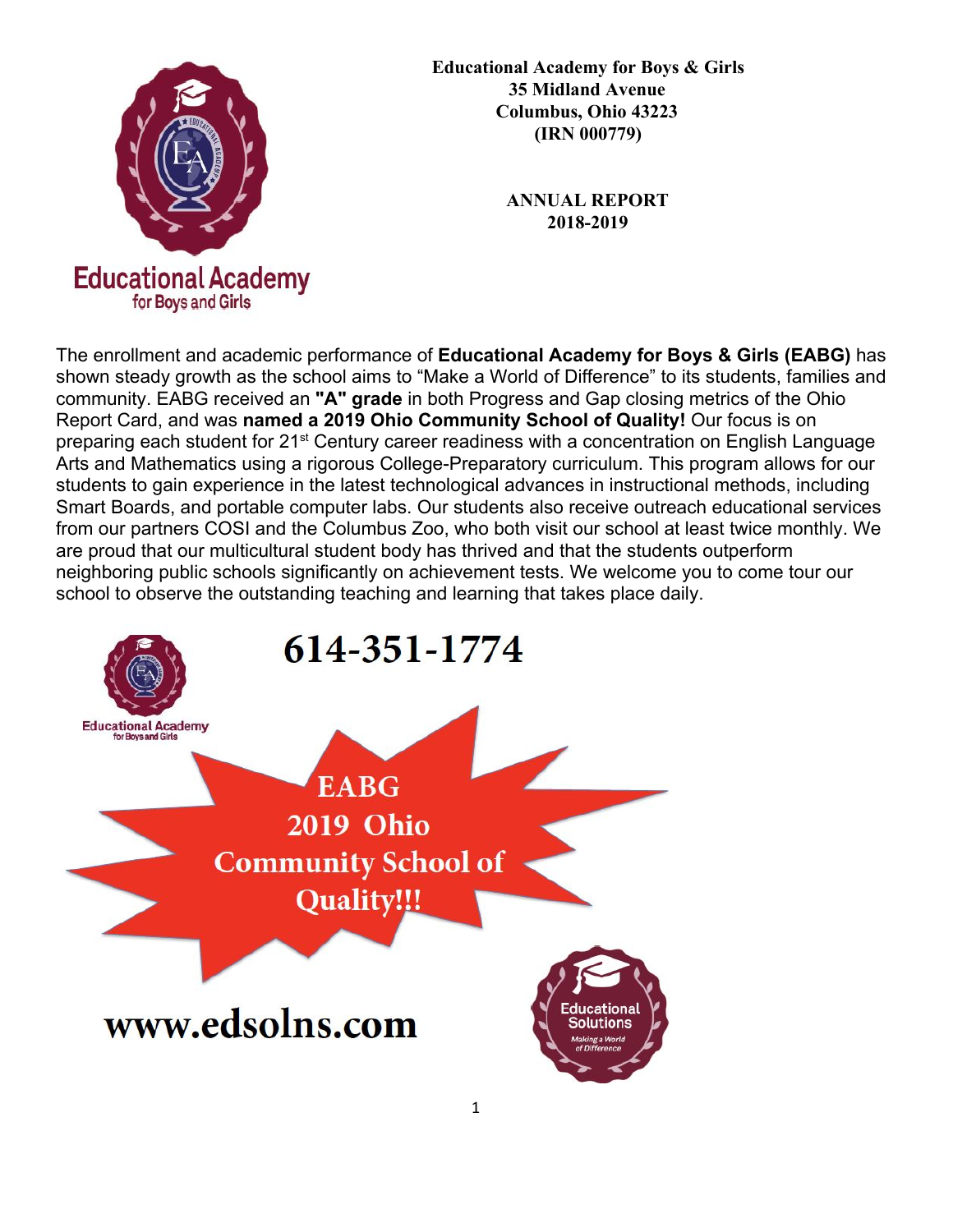**Educational Academy for Boys & Girls**
**35 Midland Avenue**
**Columbus, Ohio 43223**
**(IRN 000779)**

**ANNUAL REPORT**
**2018-2019**

Educational Academy for Boys and Girls

The enrollment and academic performance of **Educational Academy for Boys & Girls (EABG)** has shown steady growth as the school aims to "Make a World of Difference" to its students, families and community. EABG received an **"A" grade** in both Progress and Gap closing metrics of the Ohio Report Card, and was **named a 2019 Ohio Community School of Quality!** Our focus is on preparing each student for 21st Century career readiness with a concentration on English Language Arts and Mathematics using a rigorous College-Preparatory curriculum. This program allows for our students to gain experience in the latest technological advances in instructional methods, including Smart Boards, and portable computer labs. Our students also receive outreach educational services from our partners COSI and the Columbus Zoo, who both visit our school at least twice monthly. We are proud that our multicultural student body has thrived and that the students outperform neighboring public schools significantly on achievement tests. We welcome you to come tour our school to observe the outstanding teaching and learning that takes place daily.

**614-351-1774**

Educational Academy for Boys and Girls

**EABG 2019 Ohio Community School of Quality!!!**

**www.edsolns.com**

Educational Solutions — Making a World of Difference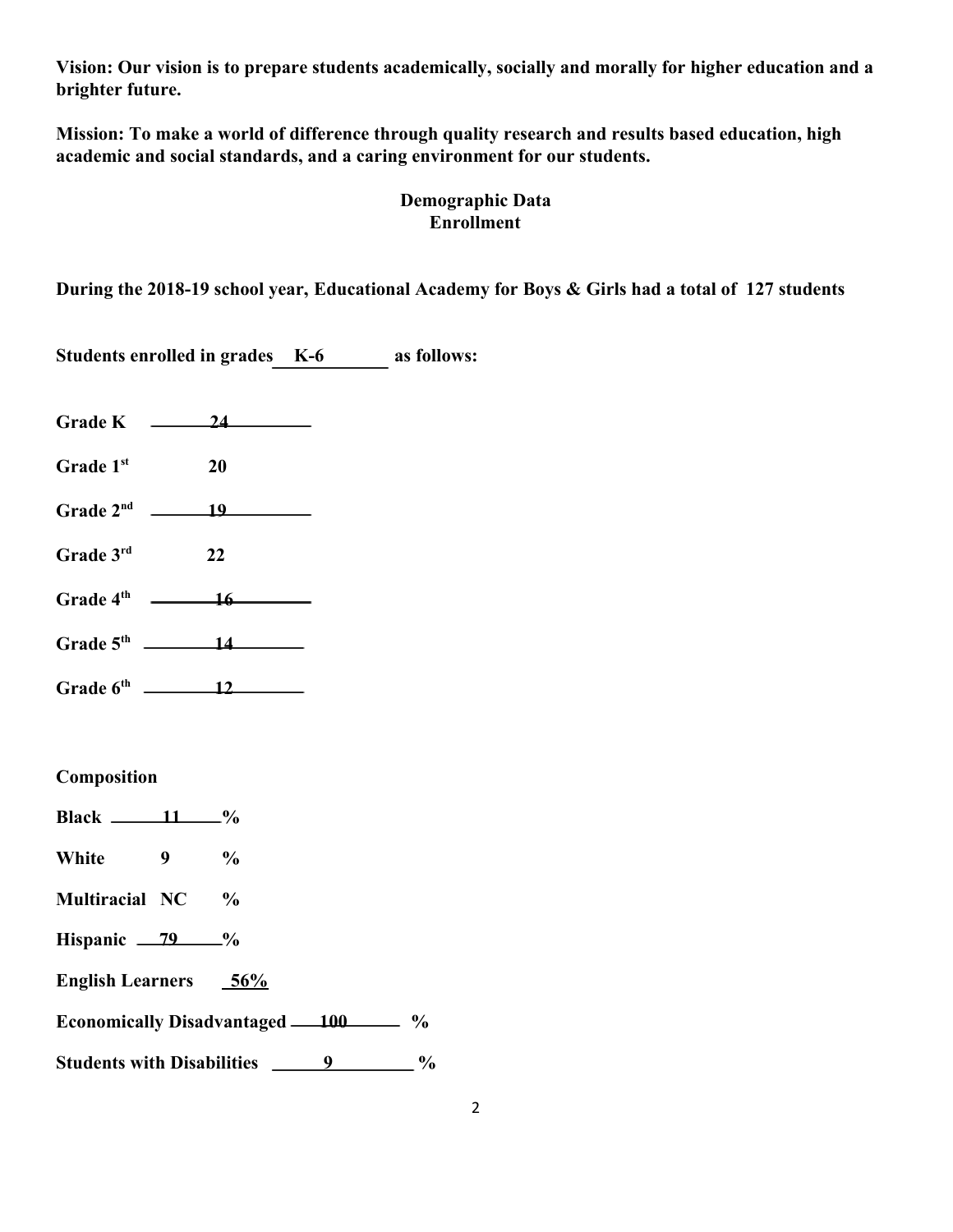**Vision: Our vision is to prepare students academically, socially and morally for higher education and a brighter future.**

**Mission: To make a world of difference through quality research and results based education, high academic and social standards, and a caring environment for our students.**

## Demographic Data
## Enrollment

**During the 2018-19 school year, Educational Academy for Boys & Girls had a total of 127 students**

**Students enrolled in grades K-6 as follows:**

**Grade K** 24

**Grade 1st** 20

**Grade 2nd** 19

**Grade 3rd** 22

**Grade 4th** 16

**Grade 5th** 14

**Grade 6th** 12

**Composition**

**Black** 11 **%**

**White** 9 **%**

**Multiracial NC %**

**Hispanic** 79 **%**

**English Learners** 56%

**Economically Disadvantaged** 100 **%**

**Students with Disabilities** 9 **%**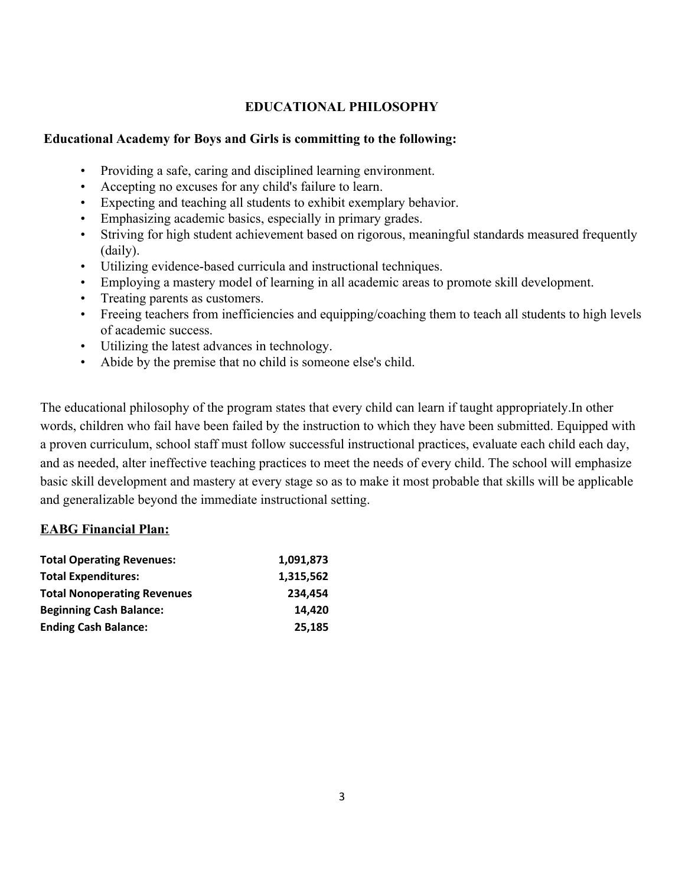## EDUCATIONAL PHILOSOPHY

**Educational Academy for Boys and Girls is committing to the following:**

- Providing a safe, caring and disciplined learning environment.
- Accepting no excuses for any child's failure to learn.
- Expecting and teaching all students to exhibit exemplary behavior.
- Emphasizing academic basics, especially in primary grades.
- Striving for high student achievement based on rigorous, meaningful standards measured frequently (daily).
- Utilizing evidence-based curricula and instructional techniques.
- Employing a mastery model of learning in all academic areas to promote skill development.
- Treating parents as customers.
- Freeing teachers from inefficiencies and equipping/coaching them to teach all students to high levels of academic success.
- Utilizing the latest advances in technology.
- Abide by the premise that no child is someone else's child.

The educational philosophy of the program states that every child can learn if taught appropriately.In other words, children who fail have been failed by the instruction to which they have been submitted. Equipped with a proven curriculum, school staff must follow successful instructional practices, evaluate each child each day, and as needed, alter ineffective teaching practices to meet the needs of every child. The school will emphasize basic skill development and mastery at every stage so as to make it most probable that skills will be applicable and generalizable beyond the immediate instructional setting.

### EABG Financial Plan:

| | |
|---|---:|
| **Total Operating Revenues:** | **1,091,873** |
| **Total Expenditures:** | **1,315,562** |
| **Total Nonoperating Revenues** | **234,454** |
| **Beginning Cash Balance:** | **14,420** |
| **Ending Cash Balance:** | **25,185** |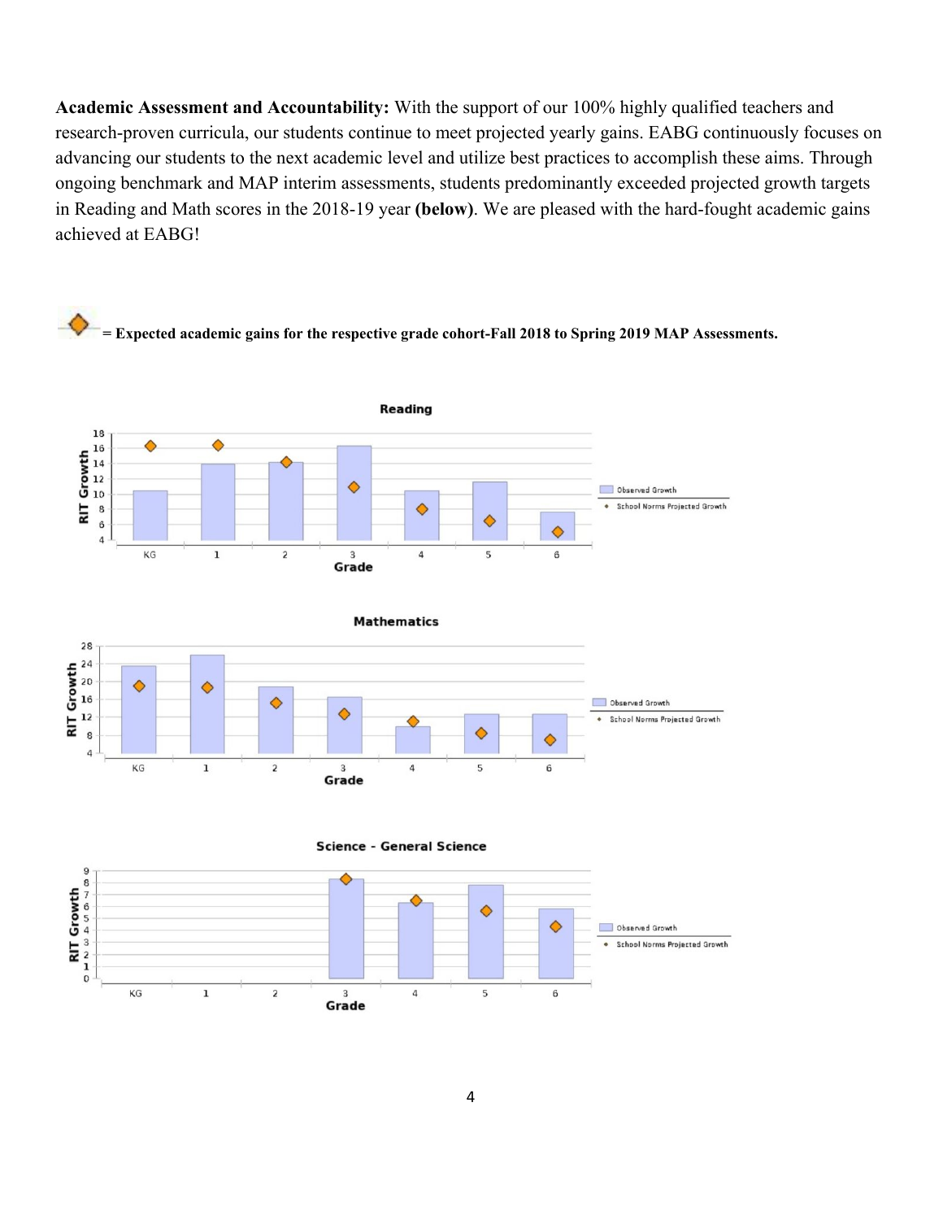**Academic Assessment and Accountability:** With the support of our 100% highly qualified teachers and research-proven curricula, our students continue to meet projected yearly gains. EABG continuously focuses on advancing our students to the next academic level and utilize best practices to accomplish these aims. Through ongoing benchmark and MAP interim assessments, students predominantly exceeded projected growth targets in Reading and Math scores in the 2018-19 year **(below)**. We are pleased with the hard-fought academic gains achieved at EABG!

**= Expected academic gains for the respective grade cohort-Fall 2018 to Spring 2019 MAP Assessments.**

**Reading**

RIT Growth by Grade — Observed Growth; School Norms Projected Growth

**Mathematics**

RIT Growth by Grade — Observed Growth; School Norms Projected Growth

**Science - General Science**

RIT Growth by Grade — Observed Growth; School Norms Projected Growth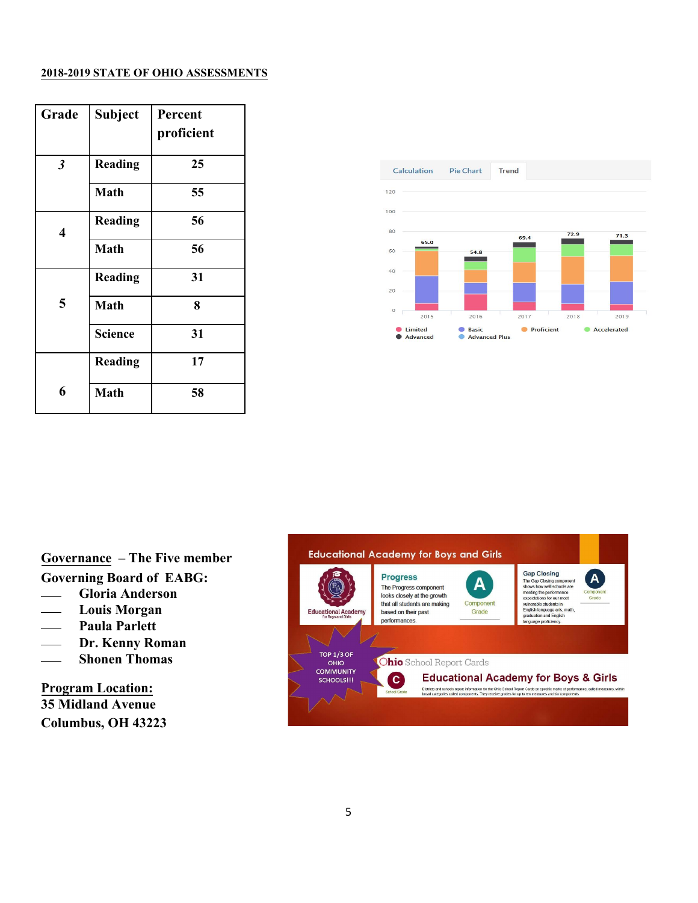**2018-2019 STATE OF OHIO ASSESSMENTS**

| Grade | Subject | Percent proficient |
|---|---|---|
| *3* | Reading | 25 |
| | Math | 55 |
| 4 | Reading | 56 |
| | Math | 56 |
| 5 | Reading | 31 |
| | Math | 8 |
| | Science | 31 |
| 6 | Reading | 17 |
| | Math | 58 |

Calculation Pie Chart Trend

120
100
80
60
40
20
0

65.0
54.8
69.4
72.9
71.3

2015 2016 2017 2018 2019

Limited Basic Proficient Accelerated
Advanced Advanced Plus

**Governance** – The Five member Governing Board of EABG:

- Gloria Anderson
- Louis Morgan
- Paula Parlett
- Dr. Kenny Roman
- Shonen Thomas

**Program Location:**
35 Midland Avenue
Columbus, OH 43223

Educational Academy for Boys and Girls

Educational Academy for Boys and Girls

Progress
The Progress component looks closely at the growth that all students are making based on their past performances.
A
Component Grade

Gap Closing
The Gap Closing component shows how well schools are meeting the performance expectations for our most vulnerable students in English language arts, math, graduation and English language proficiency.
A
Component Grade

TOP 1/3 OF OHIO COMMUNITY SCHOOLS!!!

Ohio School Report Cards
Educational Academy for Boys & Girls
C
School Grade
Districts and schools report information for the Ohio School Report Cards on specific marks of performance, called measures, within broad categories called components. They receive grades for up to ten measures and six components.